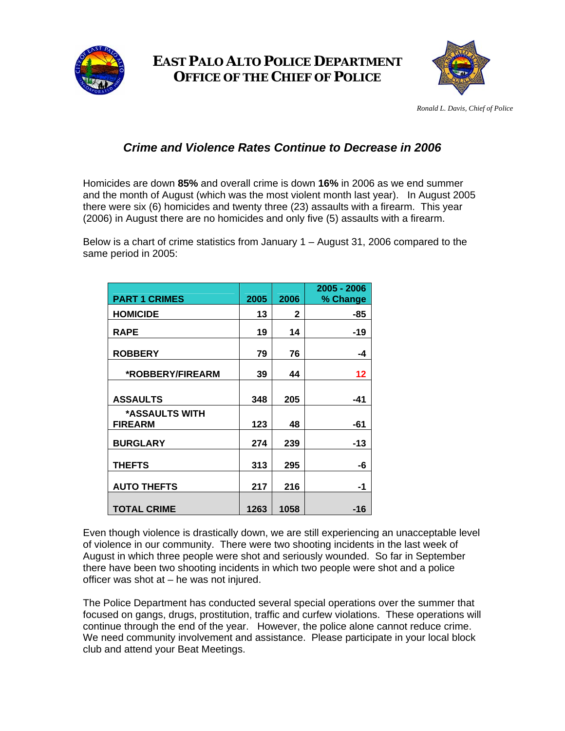# EAST PALO ALTO POLICE DEPARTMENT
# OFFICE OF THE CHIEF OF POLICE

*Ronald L. Davis, Chief of Police*

## *Crime and Violence Rates Continue to Decrease in 2006*

Homicides are down **85%** and overall crime is down **16%** in 2006 as we end summer and the month of August (which was the most violent month last year). In August 2005 there were six (6) homicides and twenty three (23) assaults with a firearm. This year (2006) in August there are no homicides and only five (5) assaults with a firearm.

Below is a chart of crime statistics from January 1 – August 31, 2006 compared to the same period in 2005:

| PART 1 CRIMES | 2005 | 2006 | 2005 - 2006 % Change |
|---|---|---|---|
| HOMICIDE | 13 | 2 | -85 |
| RAPE | 19 | 14 | -19 |
| ROBBERY | 79 | 76 | -4 |
| *ROBBERY/FIREARM | 39 | 44 | 12 |
| ASSAULTS | 348 | 205 | -41 |
| *ASSAULTS WITH FIREARM | 123 | 48 | -61 |
| BURGLARY | 274 | 239 | -13 |
| THEFTS | 313 | 295 | -6 |
| AUTO THEFTS | 217 | 216 | -1 |
| TOTAL CRIME | 1263 | 1058 | -16 |

Even though violence is drastically down, we are still experiencing an unacceptable level of violence in our community. There were two shooting incidents in the last week of August in which three people were shot and seriously wounded. So far in September there have been two shooting incidents in which two people were shot and a police officer was shot at – he was not injured.

The Police Department has conducted several special operations over the summer that focused on gangs, drugs, prostitution, traffic and curfew violations. These operations will continue through the end of the year. However, the police alone cannot reduce crime. We need community involvement and assistance. Please participate in your local block club and attend your Beat Meetings.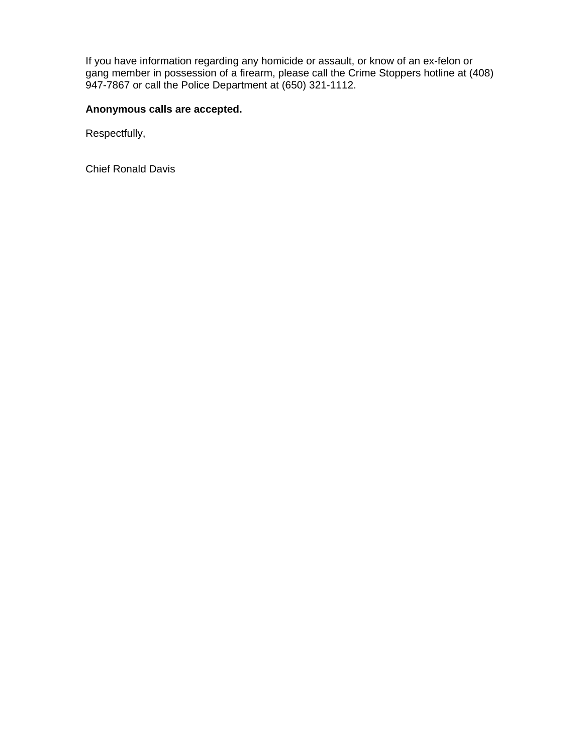If you have information regarding any homicide or assault, or know of an ex-felon or gang member in possession of a firearm, please call the Crime Stoppers hotline at (408) 947-7867 or call the Police Department at (650) 321-1112.

**Anonymous calls are accepted.**

Respectfully,

Chief Ronald Davis